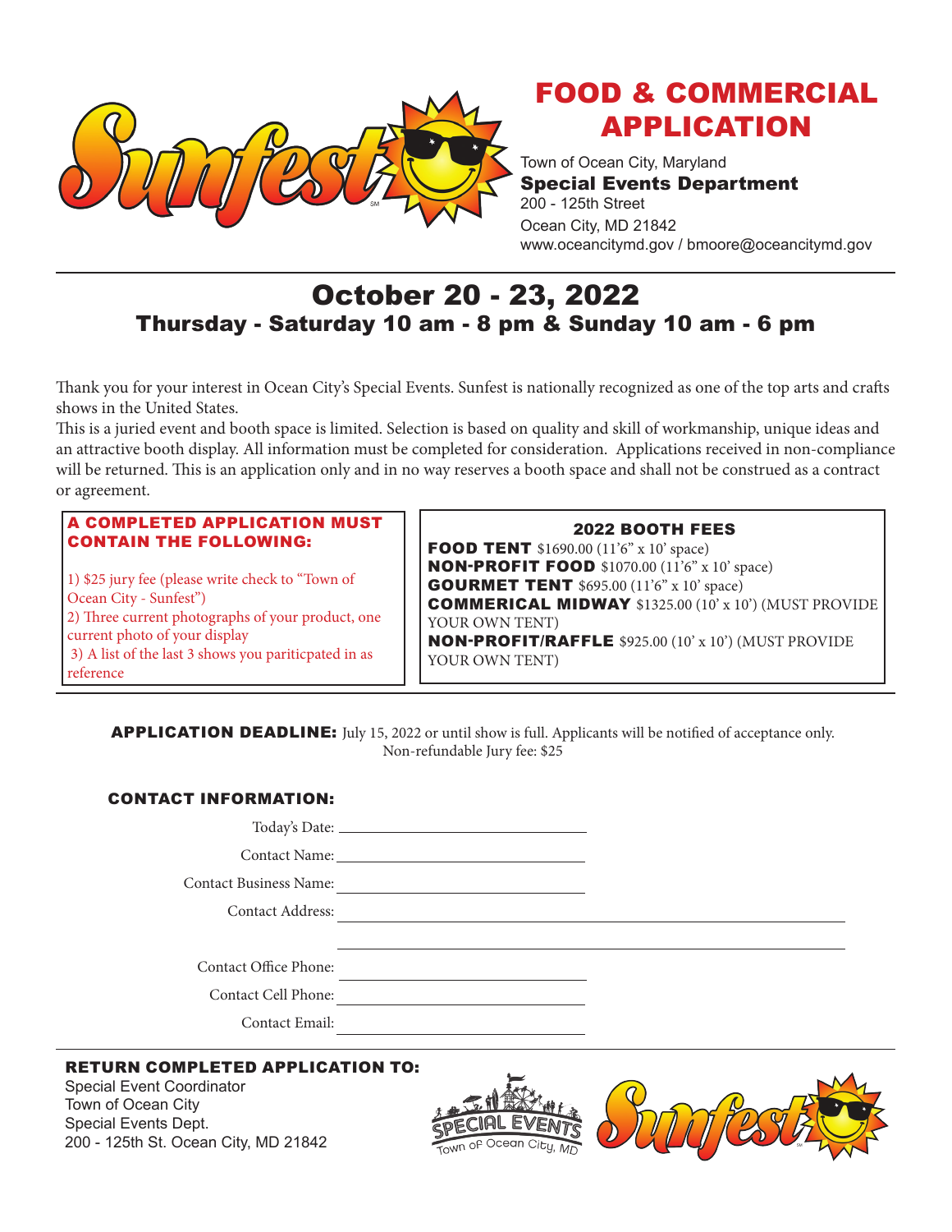# FOOD & COMMERCIAL APPLICATION

Town of Ocean City, Maryland
**Special Events Department**
200 - 125th Street
Ocean City, MD 21842
www.oceancitymd.gov / bmoore@oceancitymd.gov

## October 20 - 23, 2022

### Thursday - Saturday 10 am - 8 pm & Sunday 10 am - 6 pm

Thank you for your interest in Ocean City's Special Events. Sunfest is nationally recognized as one of the top arts and crafts shows in the United States.

This is a juried event and booth space is limited. Selection is based on quality and skill of workmanship, unique ideas and an attractive booth display. All information must be completed for consideration. Applications received in non-compliance will be returned. This is an application only and in no way reserves a booth space and shall not be construed as a contract or agreement.

**A COMPLETED APPLICATION MUST CONTAIN THE FOLLOWING:**

1) $25 jury fee (please write check to "Town of Ocean City - Sunfest")
2) Three current photographs of your product, one current photo of your display
3) A list of the last 3 shows you paritcpated in as reference

**2022 BOOTH FEES**

**FOOD TENT** $1690.00 (11'6" x 10' space)
**NON-PROFIT FOOD** $1070.00 (11'6" x 10' space)
**GOURMET TENT** $695.00 (11'6" x 10' space)
**COMMERICAL MIDWAY** $1325.00 (10' x 10') (MUST PROVIDE YOUR OWN TENT)
**NON-PROFIT/RAFFLE** $925.00 (10' x 10') (MUST PROVIDE YOUR OWN TENT)

**APPLICATION DEADLINE:** July 15, 2022 or until show is full. Applicants will be notified of acceptance only.
Non-refundable Jury fee: $25

**CONTACT INFORMATION:**

Today's Date: ______________________

Contact Name: ______________________

Contact Business Name: ______________________

Contact Address: ______________________

______________________

Contact Office Phone: ______________________

Contact Cell Phone: ______________________

Contact Email: ______________________

**RETURN COMPLETED APPLICATION TO:**

Special Event Coordinator
Town of Ocean City
Special Events Dept.
200 - 125th St. Ocean City, MD 21842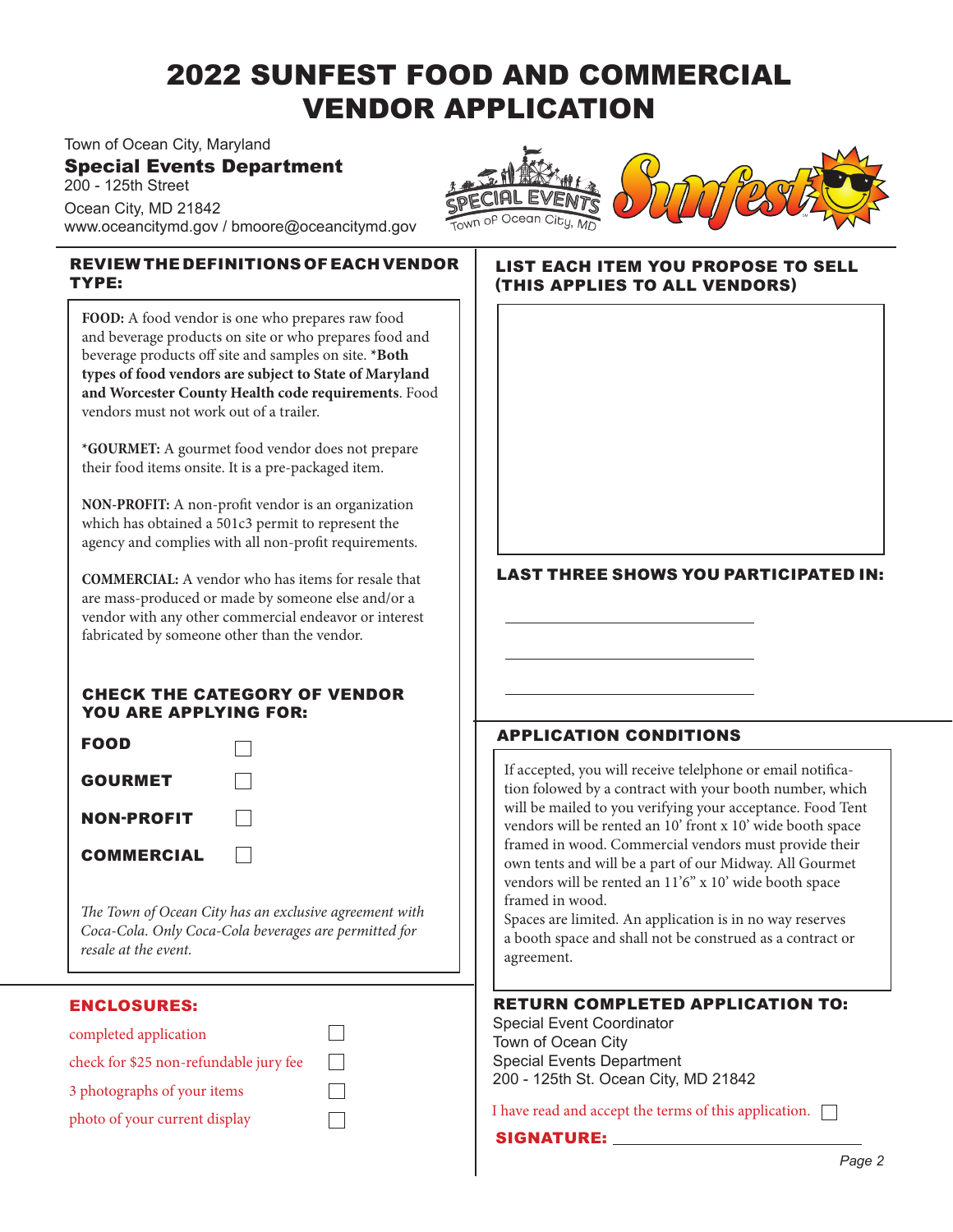# 2022 SUNFEST FOOD AND COMMERCIAL VENDOR APPLICATION

Town of Ocean City, Maryland
**Special Events Department**
200 - 125th Street
Ocean City, MD 21842
www.oceancitymd.gov / bmoore@oceancitymd.gov

## REVIEW THE DEFINITIONS OF EACH VENDOR TYPE:

**FOOD:** A food vendor is one who prepares raw food and beverage products on site or who prepares food and beverage products off site and samples on site. ***Both types of food vendors are subject to State of Maryland and Worcester County Health code requirements**. Food vendors must not work out of a trailer.

***GOURMET:** A gourmet food vendor does not prepare their food items onsite. It is a pre-packaged item.

**NON-PROFIT:** A non-profit vendor is an organization which has obtained a 501c3 permit to represent the agency and complies with all non-profit requirements.

**COMMERCIAL:** A vendor who has items for resale that are mass-produced or made by someone else and/or a vendor with any other commercial endeavor or interest fabricated by someone other than the vendor.

### CHECK THE CATEGORY OF VENDOR YOU ARE APPLYING FOR:

- **FOOD** ☐
- **GOURMET** ☐
- **NON-PROFIT** ☐
- **COMMERCIAL** ☐

*The Town of Ocean City has an exclusive agreement with Coca-Cola. Only Coca-Cola beverages are permitted for resale at the event.*

## ENCLOSURES:

- completed application ☐
- check for $25 non-refundable jury fee ☐
- 3 photographs of your items ☐
- photo of your current display ☐

## LIST EACH ITEM YOU PROPOSE TO SELL (THIS APPLIES TO ALL VENDORS)

## LAST THREE SHOWS YOU PARTICIPATED IN:

______________________________

______________________________

______________________________

## APPLICATION CONDITIONS

If accepted, you will receive telelphone or email notification folowed by a contract with your booth number, which will be mailed to you verifying your acceptance. Food Tent vendors will be rented an 10' front x 10' wide booth space framed in wood. Commercial vendors must provide their own tents and will be a part of our Midway. All Gourmet vendors will be rented an 11'6" x 10' wide booth space framed in wood.

Spaces are limited. An application is in no way reserves a booth space and shall not be construed as a contract or agreement.

## RETURN COMPLETED APPLICATION TO:

Special Event Coordinator
Town of Ocean City
Special Events Department
200 - 125th St. Ocean City, MD 21842

I have read and accept the terms of this application. ☐

**SIGNATURE:** ______________________________